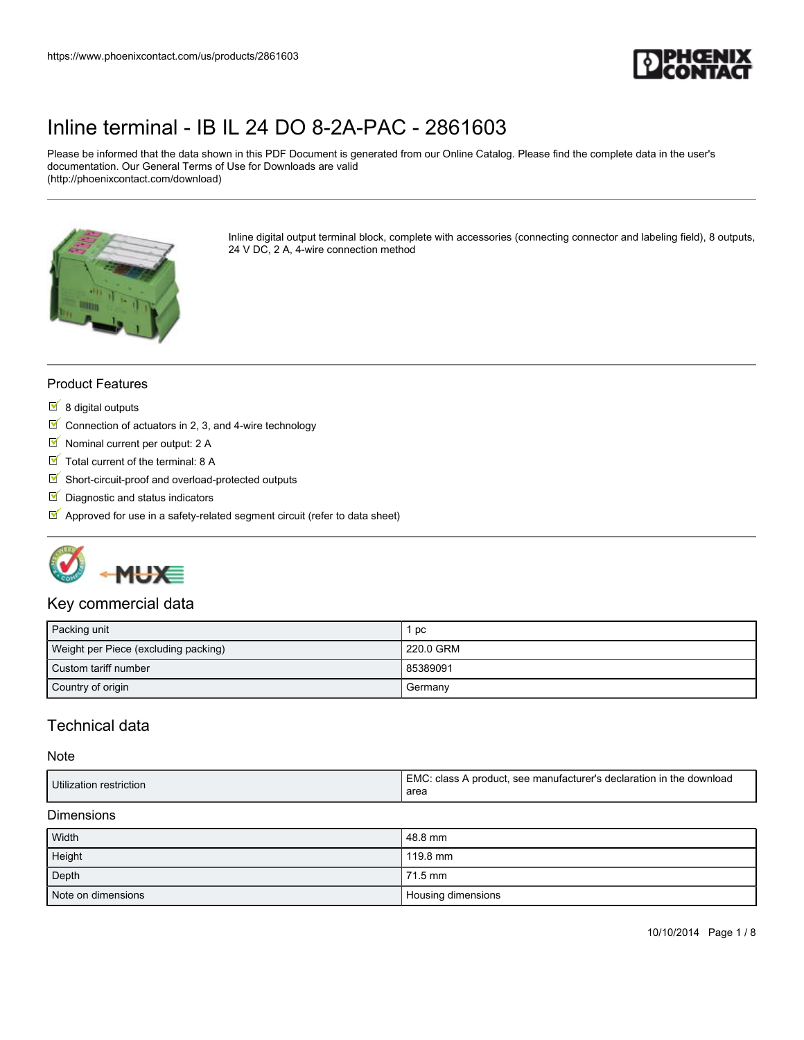# Inline terminal - IB IL 24 DO 8-2A-PAC - 2861603

Please be informed that the data shown in this PDF Document is generated from our Online Catalog. Please find the complete data in the user's documentation. Our General Terms of Use for Downloads are valid (http://phoenixcontact.com/download)

Inline digital output terminal block, complete with accessories (connecting connector and labeling field), 8 outputs, 24 V DC, 2 A, 4-wire connection method

## Product Features

- 8 digital outputs
- Connection of actuators in 2, 3, and 4-wire technology
- Nominal current per output: 2 A
- Total current of the terminal: 8 A
- Short-circuit-proof and overload-protected outputs
- Diagnostic and status indicators
- Approved for use in a safety-related segment circuit (refer to data sheet)

## Key commercial data

| | |
|---|---|
| Packing unit | 1 pc |
| Weight per Piece (excluding packing) | 220.0 GRM |
| Custom tariff number | 85389091 |
| Country of origin | Germany |

## Technical data

### Note

| | |
|---|---|
| Utilization restriction | EMC: class A product, see manufacturer's declaration in the download area |

### Dimensions

| | |
|---|---|
| Width | 48.8 mm |
| Height | 119.8 mm |
| Depth | 71.5 mm |
| Note on dimensions | Housing dimensions |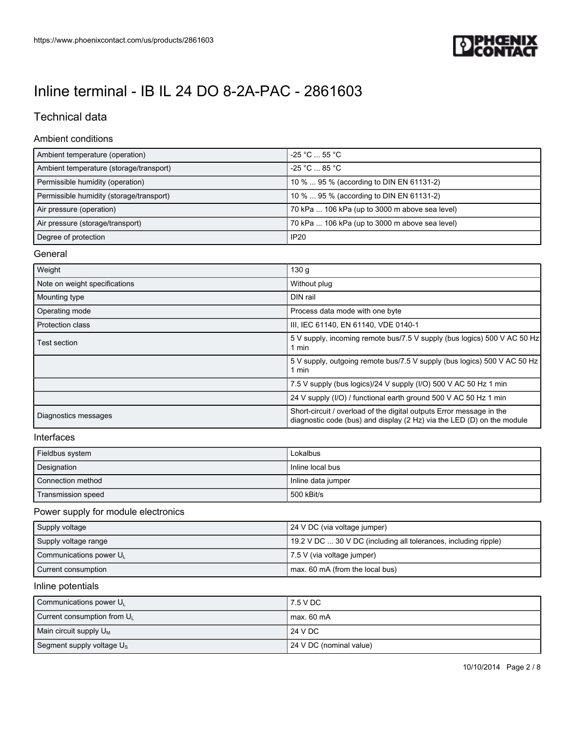# Inline terminal - IB IL 24 DO 8-2A-PAC - 2861603

## Technical data

### Ambient conditions

| | |
|---|---|
| Ambient temperature (operation) | -25 °C ... 55 °C |
| Ambient temperature (storage/transport) | -25 °C ... 85 °C |
| Permissible humidity (operation) | 10 % ... 95 % (according to DIN EN 61131-2) |
| Permissible humidity (storage/transport) | 10 % ... 95 % (according to DIN EN 61131-2) |
| Air pressure (operation) | 70 kPa ... 106 kPa (up to 3000 m above sea level) |
| Air pressure (storage/transport) | 70 kPa ... 106 kPa (up to 3000 m above sea level) |
| Degree of protection | IP20 |

### General

| | |
|---|---|
| Weight | 130 g |
| Note on weight specifications | Without plug |
| Mounting type | DIN rail |
| Operating mode | Process data mode with one byte |
| Protection class | III, IEC 61140, EN 61140, VDE 0140-1 |
| Test section | 5 V supply, incoming remote bus/7.5 V supply (bus logics) 500 V AC 50 Hz 1 min |
| | 5 V supply, outgoing remote bus/7.5 V supply (bus logics) 500 V AC 50 Hz 1 min |
| | 7.5 V supply (bus logics)/24 V supply (I/O) 500 V AC 50 Hz 1 min |
| | 24 V supply (I/O) / functional earth ground 500 V AC 50 Hz 1 min |
| Diagnostics messages | Short-circuit / overload of the digital outputs Error message in the diagnostic code (bus) and display (2 Hz) via the LED (D) on the module |

### Interfaces

| | |
|---|---|
| Fieldbus system | Lokalbus |
| Designation | Inline local bus |
| Connection method | Inline data jumper |
| Transmission speed | 500 kBit/s |

### Power supply for module electronics

| | |
|---|---|
| Supply voltage | 24 V DC (via voltage jumper) |
| Supply voltage range | 19.2 V DC ... 30 V DC (including all tolerances, including ripple) |
| Communications power $U_L$ | 7.5 V (via voltage jumper) |
| Current consumption | max. 60 mA (from the local bus) |

### Inline potentials

| | |
|---|---|
| Communications power $U_L$ | 7.5 V DC |
| Current consumption from $U_L$ | max. 60 mA |
| Main circuit supply $U_M$ | 24 V DC |
| Segment supply voltage $U_S$ | 24 V DC (nominal value) |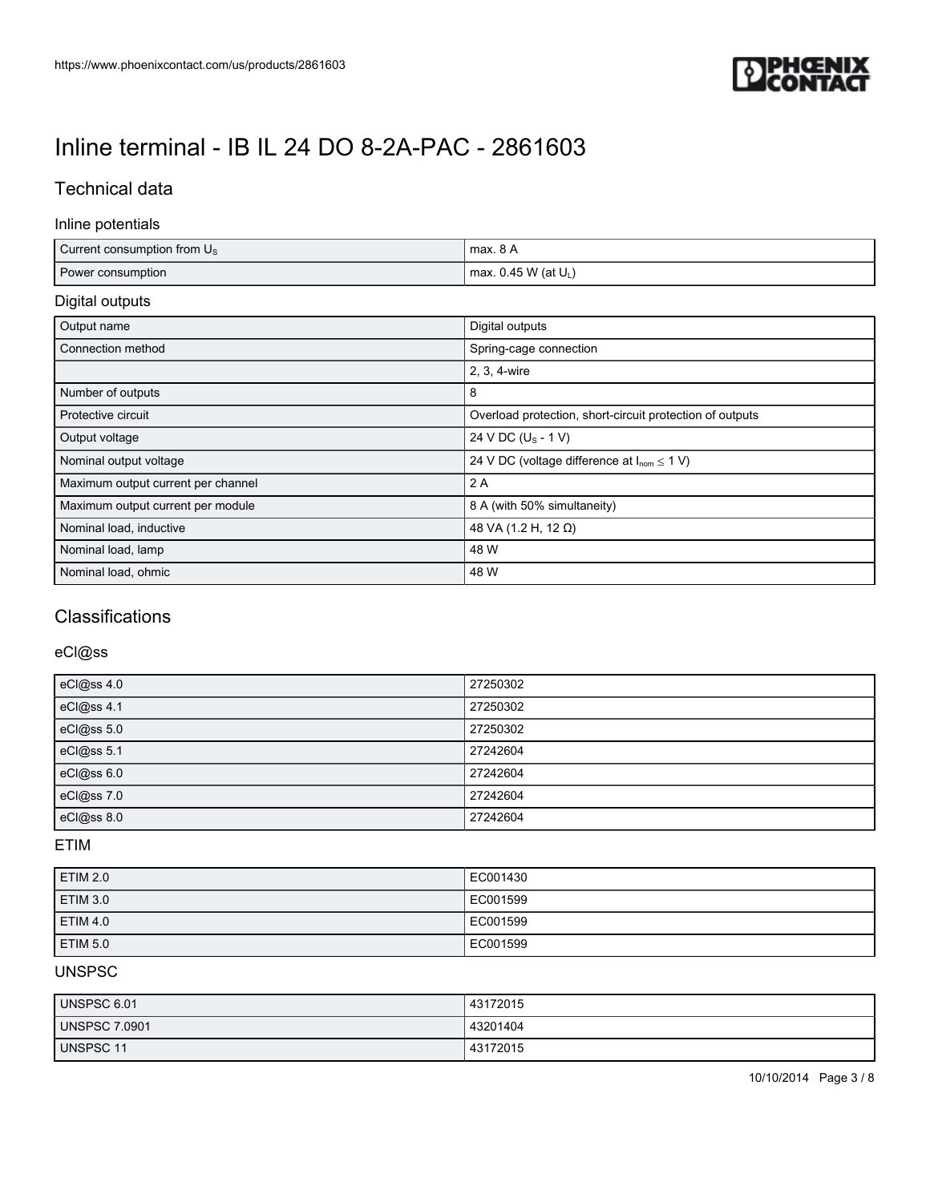// Inline terminal - IB IL 24 DO 8-2A-PAC - 2861603

## Technical data

### Inline potentials

| | |
|---|---|
| Current consumption from $U_S$ | max. 8 A |
| Power consumption | max. 0.45 W (at $U_L$) |

### Digital outputs

| | |
|---|---|
| Output name | Digital outputs |
| Connection method | Spring-cage connection |
| | 2, 3, 4-wire |
| Number of outputs | 8 |
| Protective circuit | Overload protection, short-circuit protection of outputs |
| Output voltage | 24 V DC ($U_S$ - 1 V) |
| Nominal output voltage | 24 V DC (voltage difference at $I_{nom} \leq$ 1 V) |
| Maximum output current per channel | 2 A |
| Maximum output current per module | 8 A (with 50% simultaneity) |
| Nominal load, inductive | 48 VA (1.2 H, 12 Ω) |
| Nominal load, lamp | 48 W |
| Nominal load, ohmic | 48 W |

## Classifications

### eCl@ss

| | |
|---|---|
| eCl@ss 4.0 | 27250302 |
| eCl@ss 4.1 | 27250302 |
| eCl@ss 5.0 | 27250302 |
| eCl@ss 5.1 | 27242604 |
| eCl@ss 6.0 | 27242604 |
| eCl@ss 7.0 | 27242604 |
| eCl@ss 8.0 | 27242604 |

### ETIM

| | |
|---|---|
| ETIM 2.0 | EC001430 |
| ETIM 3.0 | EC001599 |
| ETIM 4.0 | EC001599 |
| ETIM 5.0 | EC001599 |

### UNSPSC

| | |
|---|---|
| UNSPSC 6.01 | 43172015 |
| UNSPSC 7.0901 | 43201404 |
| UNSPSC 11 | 43172015 |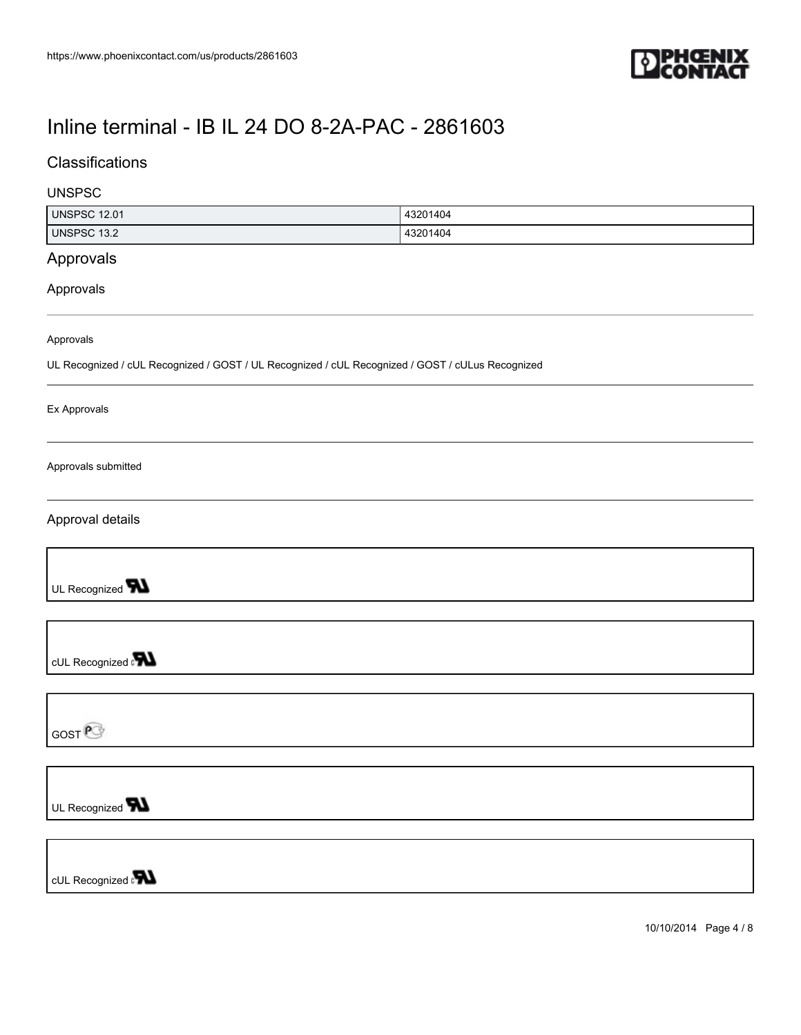# Inline terminal - IB IL 24 DO 8-2A-PAC - 2861603

## Classifications

### UNSPSC

| UNSPSC 12.01 | 43201404 |
| --- | --- |
| UNSPSC 13.2 | 43201404 |

## Approvals

### Approvals

Approvals

UL Recognized / cUL Recognized / GOST / UL Recognized / cUL Recognized / GOST / cULus Recognized

Ex Approvals

Approvals submitted

### Approval details

UL Recognized

cUL Recognized

GOST

UL Recognized

cUL Recognized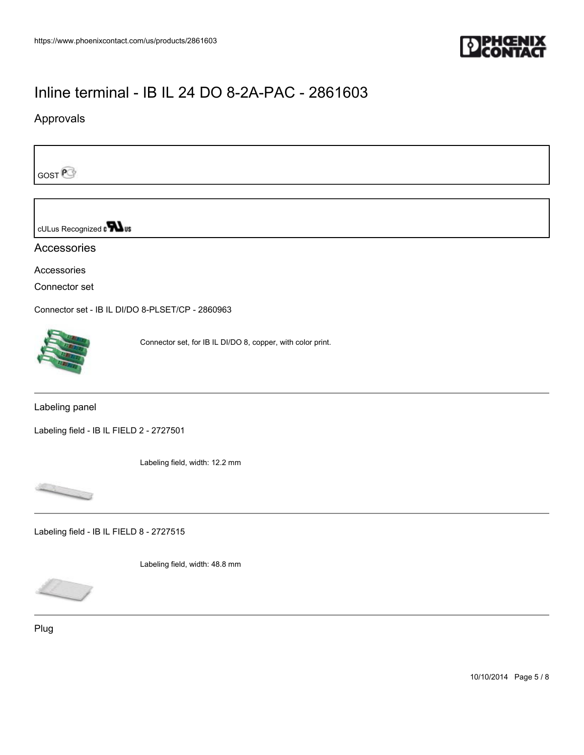## Approvals

GOST

cULus Recognized

## Accessories

Accessories

Connector set

Connector set - IB IL DI/DO 8-PLSET/CP - 2860963

Connector set, for IB IL DI/DO 8, copper, with color print.

---

Labeling panel

Labeling field - IB IL FIELD 2 - 2727501

Labeling field, width: 12.2 mm

---

Labeling field - IB IL FIELD 8 - 2727515

Labeling field, width: 48.8 mm

---

Plug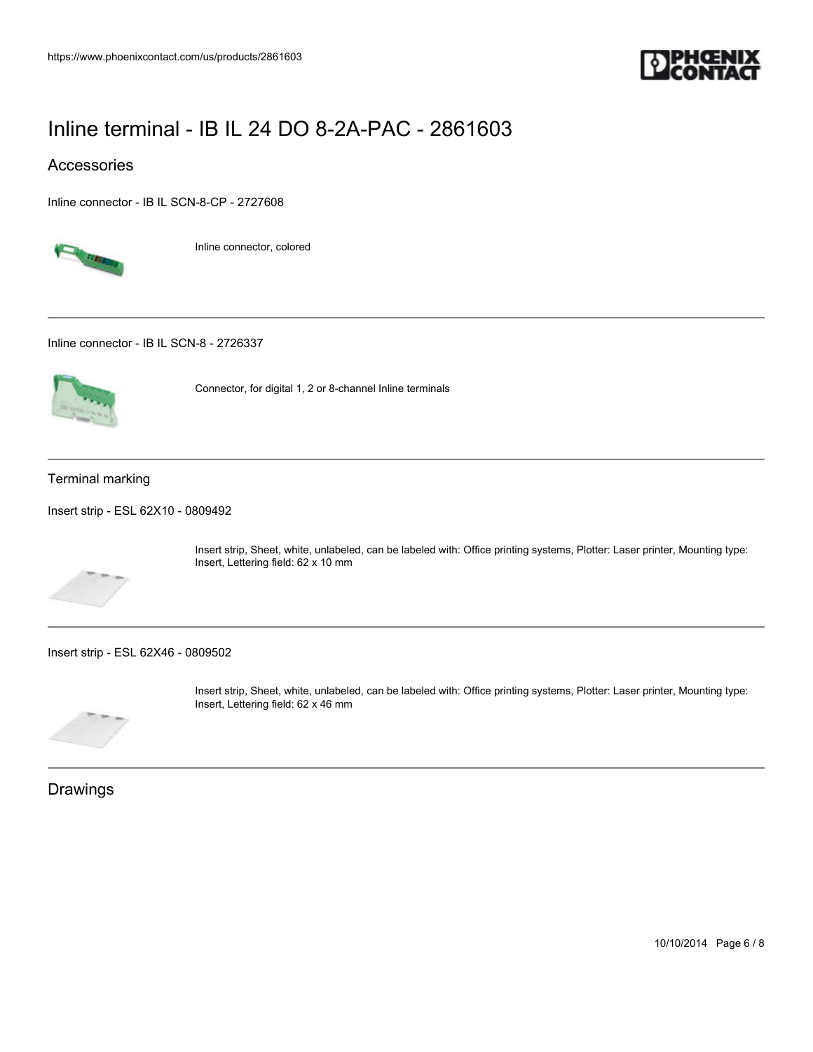# Inline terminal - IB IL 24 DO 8-2A-PAC - 2861603

## Accessories

Inline connector - IB IL SCN-8-CP - 2727608

Inline connector, colored

---

Inline connector - IB IL SCN-8 - 2726337

Connector, for digital 1, 2 or 8-channel Inline terminals

---

### Terminal marking

Insert strip - ESL 62X10 - 0809492

Insert strip, Sheet, white, unlabeled, can be labeled with: Office printing systems, Plotter: Laser printer, Mounting type: Insert, Lettering field: 62 x 10 mm

---

Insert strip - ESL 62X46 - 0809502

Insert strip, Sheet, white, unlabeled, can be labeled with: Office printing systems, Plotter: Laser printer, Mounting type: Insert, Lettering field: 62 x 46 mm

---

## Drawings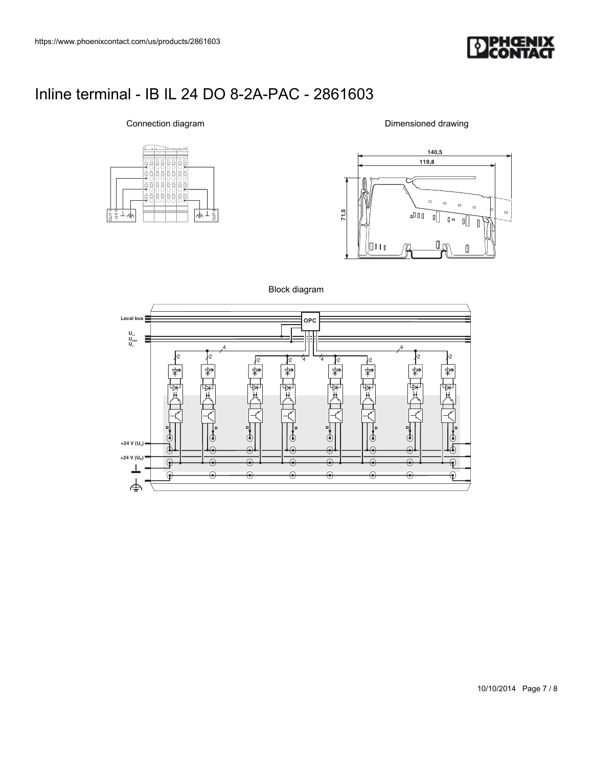# Inline terminal - IB IL 24 DO 8-2A-PAC - 2861603

Connection diagram

Dimensioned drawing

Block diagram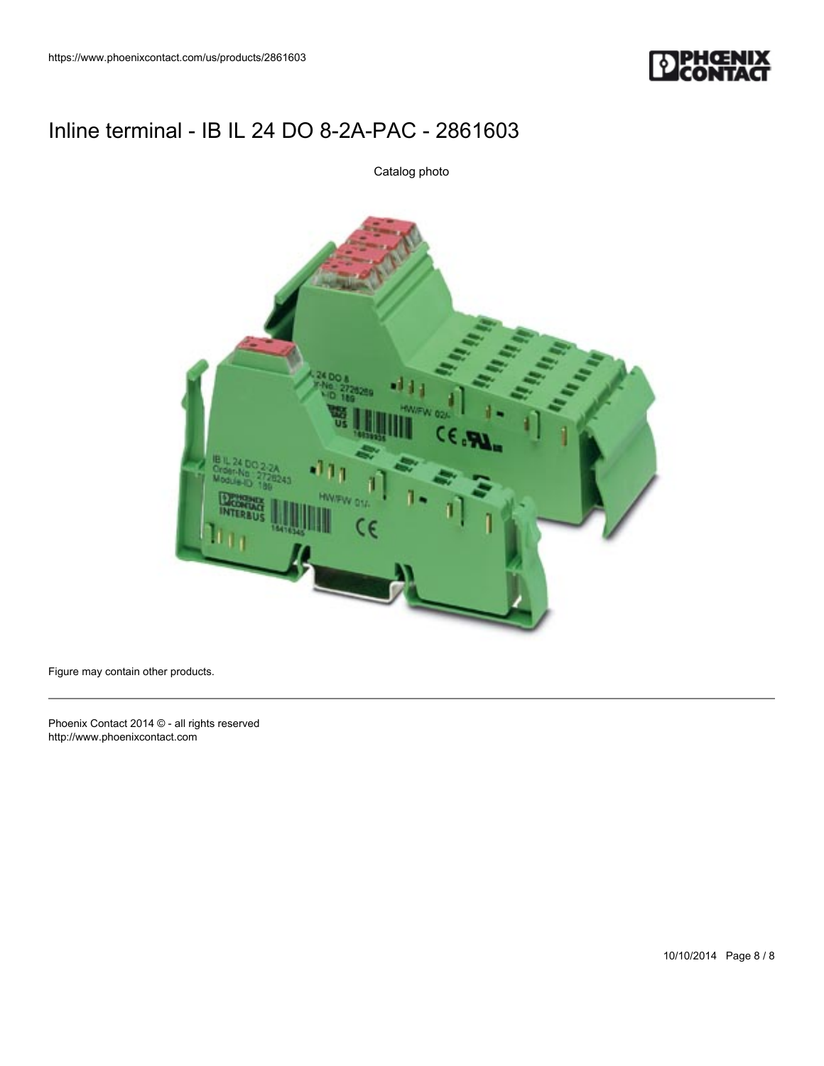# Inline terminal - IB IL 24 DO 8-2A-PAC - 2861603

Catalog photo

Figure may contain other products.

Phoenix Contact 2014 © - all rights reserved
http://www.phoenixcontact.com